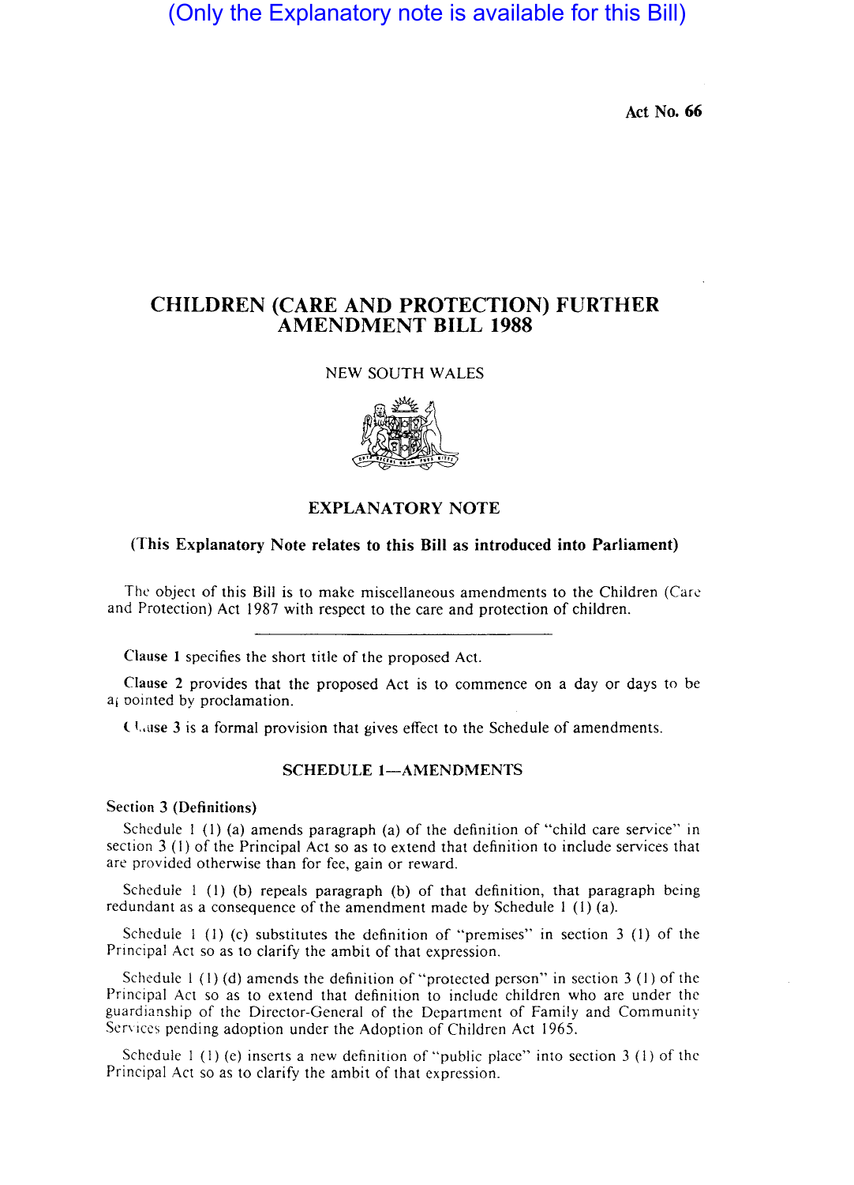(Only the Explanatory note is available for this Bill)

Act No. 66

# CHILDREN (CARE AND PROTECTION) FURTHER AMENDMENT BILL 1988

NEW SOUTH WALES

## EXPLANATORY NOTE

**(This Explanatory Note relates to this Bill as introduced into Parliament)**

The object of this Bill is to make miscellaneous amendments to the Children (Care and Protection) Act 1987 with respect to the care and protection of children.

---

Clause 1 specifies the short title of the proposed Act.

Clause 2 provides that the proposed Act is to commence on a day or days to be appointed by proclamation.

Clause 3 is a formal provision that gives effect to the Schedule of amendments.

### SCHEDULE 1—AMENDMENTS

**Section 3 (Definitions)**

Schedule 1 (1) (a) amends paragraph (a) of the definition of "child care service" in section 3 (1) of the Principal Act so as to extend that definition to include services that are provided otherwise than for fee, gain or reward.

Schedule 1 (1) (b) repeals paragraph (b) of that definition, that paragraph being redundant as a consequence of the amendment made by Schedule 1 (1) (a).

Schedule 1 (1) (c) substitutes the definition of "premises" in section 3 (1) of the Principal Act so as to clarify the ambit of that expression.

Schedule 1 (1) (d) amends the definition of "protected person" in section 3 (1) of the Principal Act so as to extend that definition to include children who are under the guardianship of the Director-General of the Department of Family and Community Services pending adoption under the Adoption of Children Act 1965.

Schedule 1 (1) (e) inserts a new definition of "public place" into section 3 (1) of the Principal Act so as to clarify the ambit of that expression.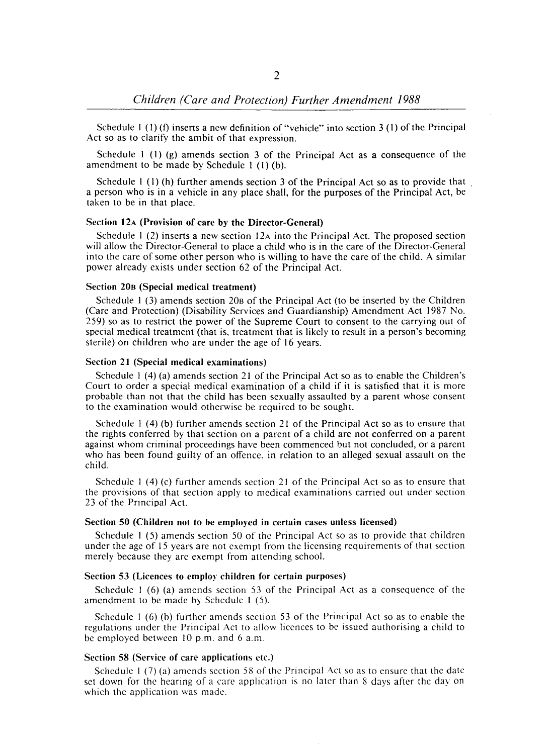Schedule 1 (1) (f) inserts a new definition of "vehicle" into section 3 (1) of the Principal Act so as to clarify the ambit of that expression.

Schedule 1 (1) (g) amends section 3 of the Principal Act as a consequence of the amendment to be made by Schedule 1 (1) (b).

Schedule 1 (1) (h) further amends section 3 of the Principal Act so as to provide that a person who is in a vehicle in any place shall, for the purposes of the Principal Act, be taken to be in that place.

#### Section 12A (Provision of care by the Director-General)

Schedule 1 (2) inserts a new section 12A into the Principal Act. The proposed section will allow the Director-General to place a child who is in the care of the Director-General into the care of some other person who is willing to have the care of the child. A similar power already exists under section 62 of the Principal Act.

#### Section 20B (Special medical treatment)

Schedule 1 (3) amends section 20B of the Principal Act (to be inserted by the Children (Care and Protection) (Disability Services and Guardianship) Amendment Act 1987 No. 259) so as to restrict the power of the Supreme Court to consent to the carrying out of special medical treatment (that is, treatment that is likely to result in a person's becoming sterile) on children who are under the age of 16 years.

#### Section 21 (Special medical examinations)

Schedule 1 (4) (a) amends section 21 of the Principal Act so as to enable the Children's Court to order a special medical examination of a child if it is satisfied that it is more probable than not that the child has been sexually assaulted by a parent whose consent to the examination would otherwise be required to be sought.

Schedule 1 (4) (b) further amends section 21 of the Principal Act so as to ensure that the rights conferred by that section on a parent of a child are not conferred on a parent against whom criminal proceedings have been commenced but not concluded, or a parent who has been found guilty of an offence, in relation to an alleged sexual assault on the child.

Schedule 1 (4) (c) further amends section 21 of the Principal Act so as to ensure that the provisions of that section apply to medical examinations carried out under section 23 of the Principal Act.

#### Section 50 (Children not to be employed in certain cases unless licensed)

Schedule 1 (5) amends section 50 of the Principal Act so as to provide that children under the age of 15 years are not exempt from the licensing requirements of that section merely because they are exempt from attending school.

#### Section 53 (Licences to employ children for certain purposes)

Schedule 1 (6) (a) amends section 53 of the Principal Act as a consequence of the amendment to be made by Schedule 1 (5).

Schedule 1 (6) (b) further amends section 53 of the Principal Act so as to enable the regulations under the Principal Act to allow licences to be issued authorising a child to be employed between 10 p.m. and 6 a.m.

#### Section 58 (Service of care applications etc.)

Schedule 1 (7) (a) amends section 58 of the Principal Act so as to ensure that the date set down for the hearing of a care application is no later than 8 days after the day on which the application was made.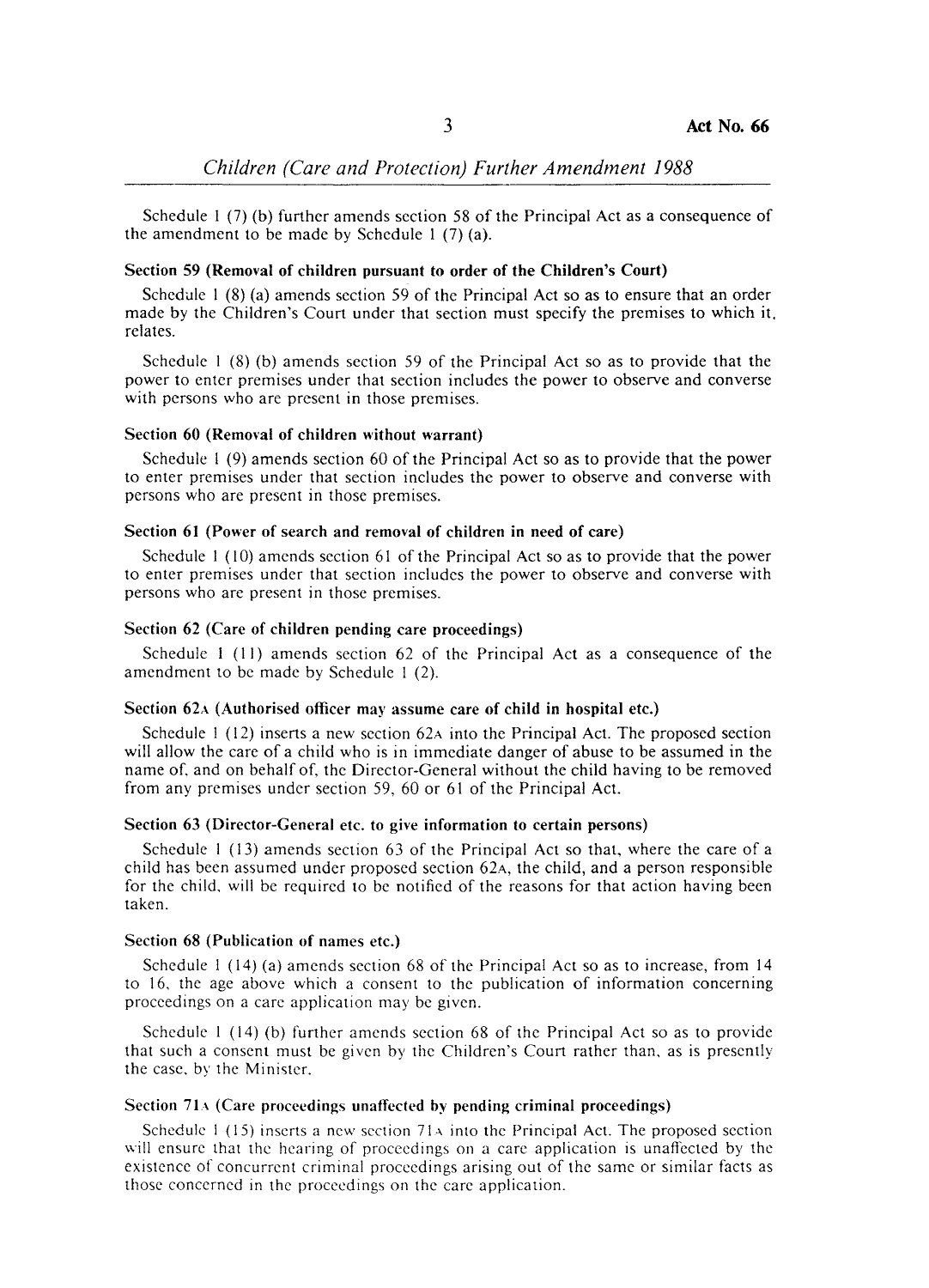Schedule 1 (7) (b) further amends section 58 of the Principal Act as a consequence of the amendment to be made by Schedule 1 (7) (a).

**Section 59 (Removal of children pursuant to order of the Children's Court)**

Schedule 1 (8) (a) amends section 59 of the Principal Act so as to ensure that an order made by the Children's Court under that section must specify the premises to which it relates.

Schedule 1 (8) (b) amends section 59 of the Principal Act so as to provide that the power to enter premises under that section includes the power to observe and converse with persons who are present in those premises.

**Section 60 (Removal of children without warrant)**

Schedule 1 (9) amends section 60 of the Principal Act so as to provide that the power to enter premises under that section includes the power to observe and converse with persons who are present in those premises.

**Section 61 (Power of search and removal of children in need of care)**

Schedule 1 (10) amends section 61 of the Principal Act so as to provide that the power to enter premises under that section includes the power to observe and converse with persons who are present in those premises.

**Section 62 (Care of children pending care proceedings)**

Schedule 1 (11) amends section 62 of the Principal Act as a consequence of the amendment to be made by Schedule 1 (2).

**Section 62A (Authorised officer may assume care of child in hospital etc.)**

Schedule 1 (12) inserts a new section 62A into the Principal Act. The proposed section will allow the care of a child who is in immediate danger of abuse to be assumed in the name of, and on behalf of, the Director-General without the child having to be removed from any premises under section 59, 60 or 61 of the Principal Act.

**Section 63 (Director-General etc. to give information to certain persons)**

Schedule 1 (13) amends section 63 of the Principal Act so that, where the care of a child has been assumed under proposed section 62A, the child, and a person responsible for the child, will be required to be notified of the reasons for that action having been taken.

**Section 68 (Publication of names etc.)**

Schedule 1 (14) (a) amends section 68 of the Principal Act so as to increase, from 14 to 16, the age above which a consent to the publication of information concerning proceedings on a care application may be given.

Schedule 1 (14) (b) further amends section 68 of the Principal Act so as to provide that such a consent must be given by the Children's Court rather than, as is presently the case, by the Minister.

**Section 71A (Care proceedings unaffected by pending criminal proceedings)**

Schedule 1 (15) inserts a new section 71A into the Principal Act. The proposed section will ensure that the hearing of proceedings on a care application is unaffected by the existence of concurrent criminal proceedings arising out of the same or similar facts as those concerned in the proceedings on the care application.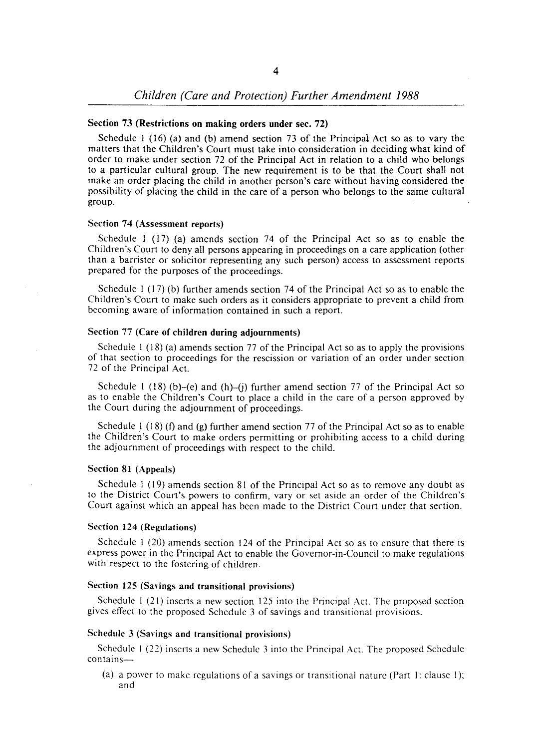#### Section 73 (Restrictions on making orders under sec. 72)

Schedule 1 (16) (a) and (b) amend section 73 of the Principal Act so as to vary the matters that the Children's Court must take into consideration in deciding what kind of order to make under section 72 of the Principal Act in relation to a child who belongs to a particular cultural group. The new requirement is to be that the Court shall not make an order placing the child in another person's care without having considered the possibility of placing the child in the care of a person who belongs to the same cultural group.

#### Section 74 (Assessment reports)

Schedule 1 (17) (a) amends section 74 of the Principal Act so as to enable the Children's Court to deny all persons appearing in proceedings on a care application (other than a barrister or solicitor representing any such person) access to assessment reports prepared for the purposes of the proceedings.

Schedule 1 (17) (b) further amends section 74 of the Principal Act so as to enable the Children's Court to make such orders as it considers appropriate to prevent a child from becoming aware of information contained in such a report.

#### Section 77 (Care of children during adjournments)

Schedule 1 (18) (a) amends section 77 of the Principal Act so as to apply the provisions of that section to proceedings for the rescission or variation of an order under section 72 of the Principal Act.

Schedule 1 (18) (b)–(e) and (h)–(j) further amend section 77 of the Principal Act so as to enable the Children's Court to place a child in the care of a person approved by the Court during the adjournment of proceedings.

Schedule 1 (18) (f) and (g) further amend section 77 of the Principal Act so as to enable the Children's Court to make orders permitting or prohibiting access to a child during the adjournment of proceedings with respect to the child.

#### Section 81 (Appeals)

Schedule 1 (19) amends section 81 of the Principal Act so as to remove any doubt as to the District Court's powers to confirm, vary or set aside an order of the Children's Court against which an appeal has been made to the District Court under that section.

#### Section 124 (Regulations)

Schedule 1 (20) amends section 124 of the Principal Act so as to ensure that there is express power in the Principal Act to enable the Governor-in-Council to make regulations with respect to the fostering of children.

#### Section 125 (Savings and transitional provisions)

Schedule 1 (21) inserts a new section 125 into the Principal Act. The proposed section gives effect to the proposed Schedule 3 of savings and transitional provisions.

#### Schedule 3 (Savings and transitional provisions)

Schedule 1 (22) inserts a new Schedule 3 into the Principal Act. The proposed Schedule contains—

(a) a power to make regulations of a savings or transitional nature (Part 1: clause 1); and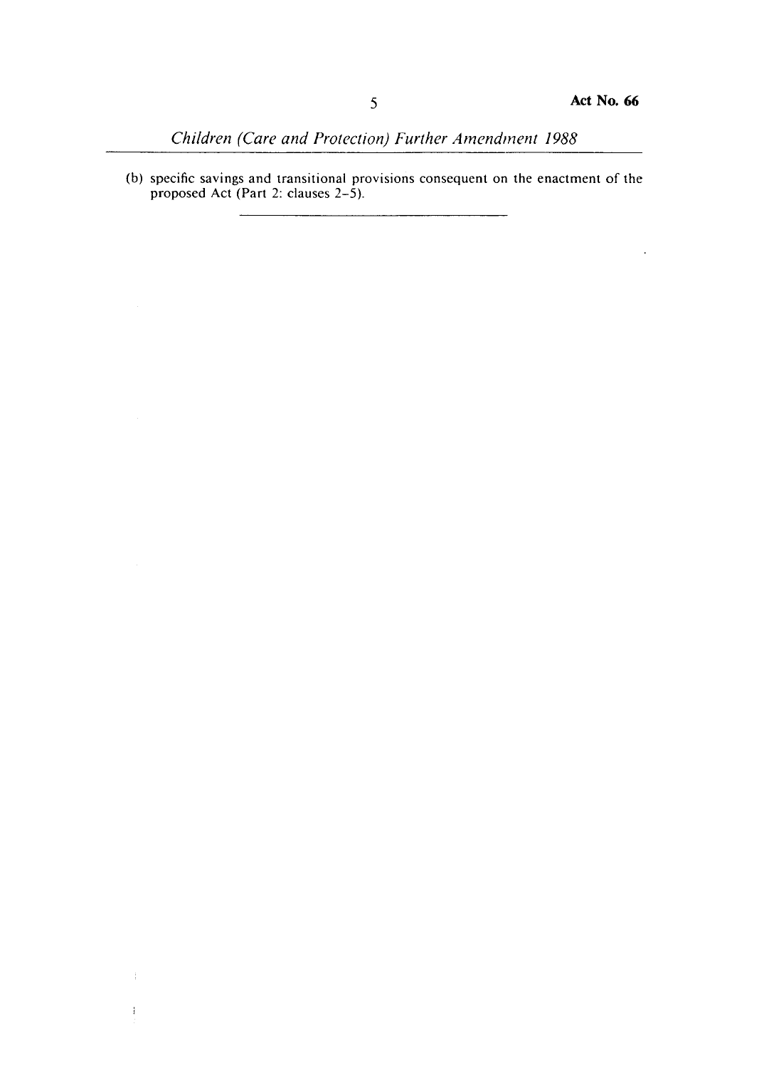(b) specific savings and transitional provisions consequent on the enactment of the proposed Act (Part 2: clauses 2–5).